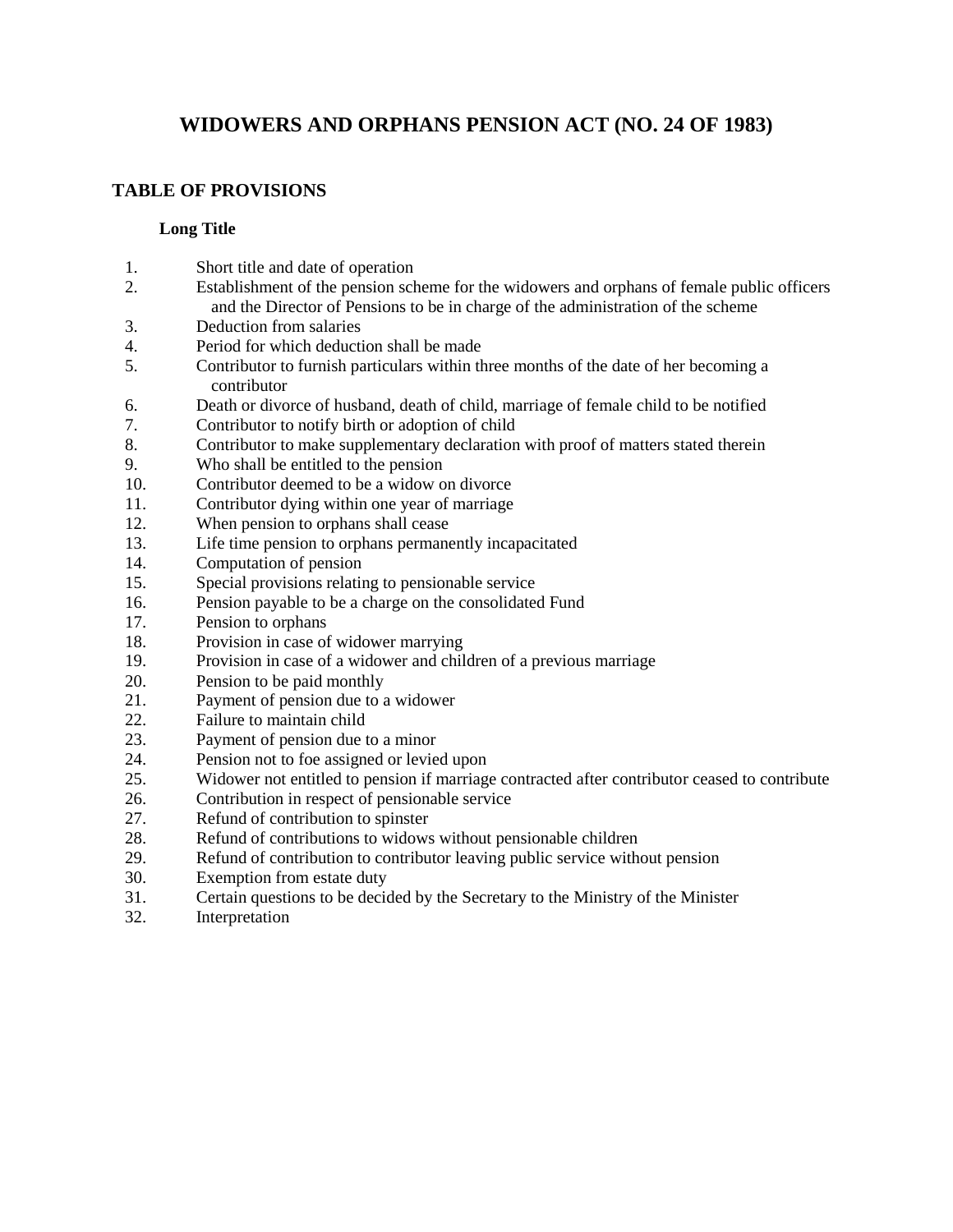# WIDOWERS AND ORPHANS PENSION ACT (NO. 24 OF 1983)

## TABLE OF PROVISIONS

**Long Title**

1. Short title and date of operation
2. Establishment of the pension scheme for the widowers and orphans of female public officers and the Director of Pensions to be in charge of the administration of the scheme
3. Deduction from salaries
4. Period for which deduction shall be made
5. Contributor to furnish particulars within three months of the date of her becoming a contributor
6. Death or divorce of husband, death of child, marriage of female child to be notified
7. Contributor to notify birth or adoption of child
8. Contributor to make supplementary declaration with proof of matters stated therein
9. Who shall be entitled to the pension
10. Contributor deemed to be a widow on divorce
11. Contributor dying within one year of marriage
12. When pension to orphans shall cease
13. Life time pension to orphans permanently incapacitated
14. Computation of pension
15. Special provisions relating to pensionable service
16. Pension payable to be a charge on the consolidated Fund
17. Pension to orphans
18. Provision in case of widower marrying
19. Provision in case of a widower and children of a previous marriage
20. Pension to be paid monthly
21. Payment of pension due to a widower
22. Failure to maintain child
23. Payment of pension due to a minor
24. Pension not to foe assigned or levied upon
25. Widower not entitled to pension if marriage contracted after contributor ceased to contribute
26. Contribution in respect of pensionable service
27. Refund of contribution to spinster
28. Refund of contributions to widows without pensionable children
29. Refund of contribution to contributor leaving public service without pension
30. Exemption from estate duty
31. Certain questions to be decided by the Secretary to the Ministry of the Minister
32. Interpretation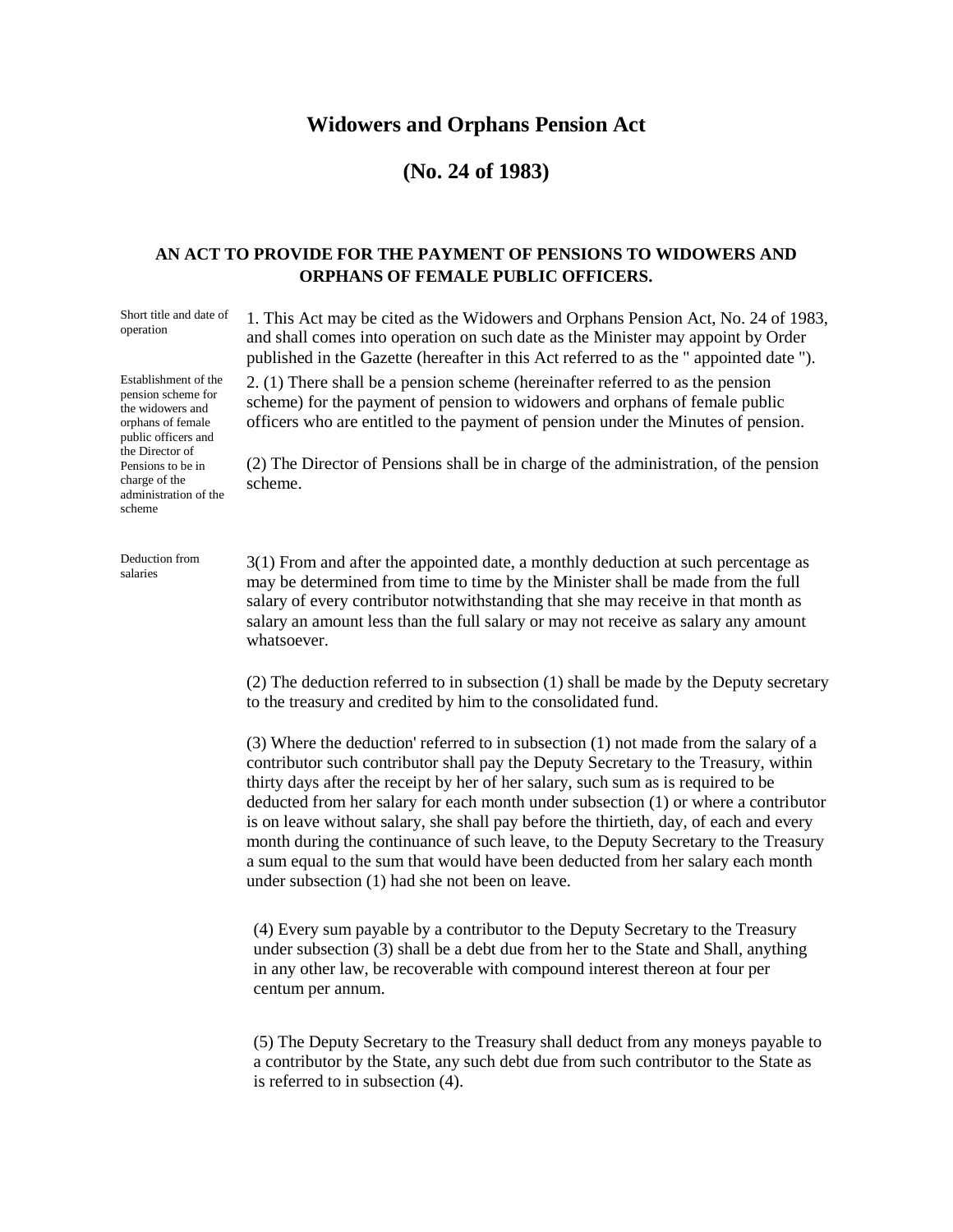# Widowers and Orphans Pension Act

## (No. 24 of 1983)

### AN ACT TO PROVIDE FOR THE PAYMENT OF PENSIONS TO WIDOWERS AND ORPHANS OF FEMALE PUBLIC OFFICERS.

*Short title and date of operation*

1. This Act may be cited as the Widowers and Orphans Pension Act, No. 24 of 1983, and shall comes into operation on such date as the Minister may appoint by Order published in the Gazette (hereafter in this Act referred to as the " appointed date ").

*Establishment of the pension scheme for the widowers and orphans of female public officers and the Director of Pensions to be in charge of the administration of the scheme*

2. (1) There shall be a pension scheme (hereinafter referred to as the pension scheme) for the payment of pension to widowers and orphans of female public officers who are entitled to the payment of pension under the Minutes of pension.

(2) The Director of Pensions shall be in charge of the administration, of the pension scheme.

*Deduction from salaries*

3(1) From and after the appointed date, a monthly deduction at such percentage as may be determined from time to time by the Minister shall be made from the full salary of every contributor notwithstanding that she may receive in that month as salary an amount less than the full salary or may not receive as salary any amount whatsoever.

(2) The deduction referred to in subsection (1) shall be made by the Deputy secretary to the treasury and credited by him to the consolidated fund.

(3) Where the deduction' referred to in subsection (1) not made from the salary of a contributor such contributor shall pay the Deputy Secretary to the Treasury, within thirty days after the receipt by her of her salary, such sum as is required to be deducted from her salary for each month under subsection (1) or where a contributor is on leave without salary, she shall pay before the thirtieth, day, of each and every month during the continuance of such leave, to the Deputy Secretary to the Treasury a sum equal to the sum that would have been deducted from her salary each month under subsection (1) had she not been on leave.

(4) Every sum payable by a contributor to the Deputy Secretary to the Treasury under subsection (3) shall be a debt due from her to the State and Shall, anything in any other law, be recoverable with compound interest thereon at four per centum per annum.

(5) The Deputy Secretary to the Treasury shall deduct from any moneys payable to a contributor by the State, any such debt due from such contributor to the State as is referred to in subsection (4).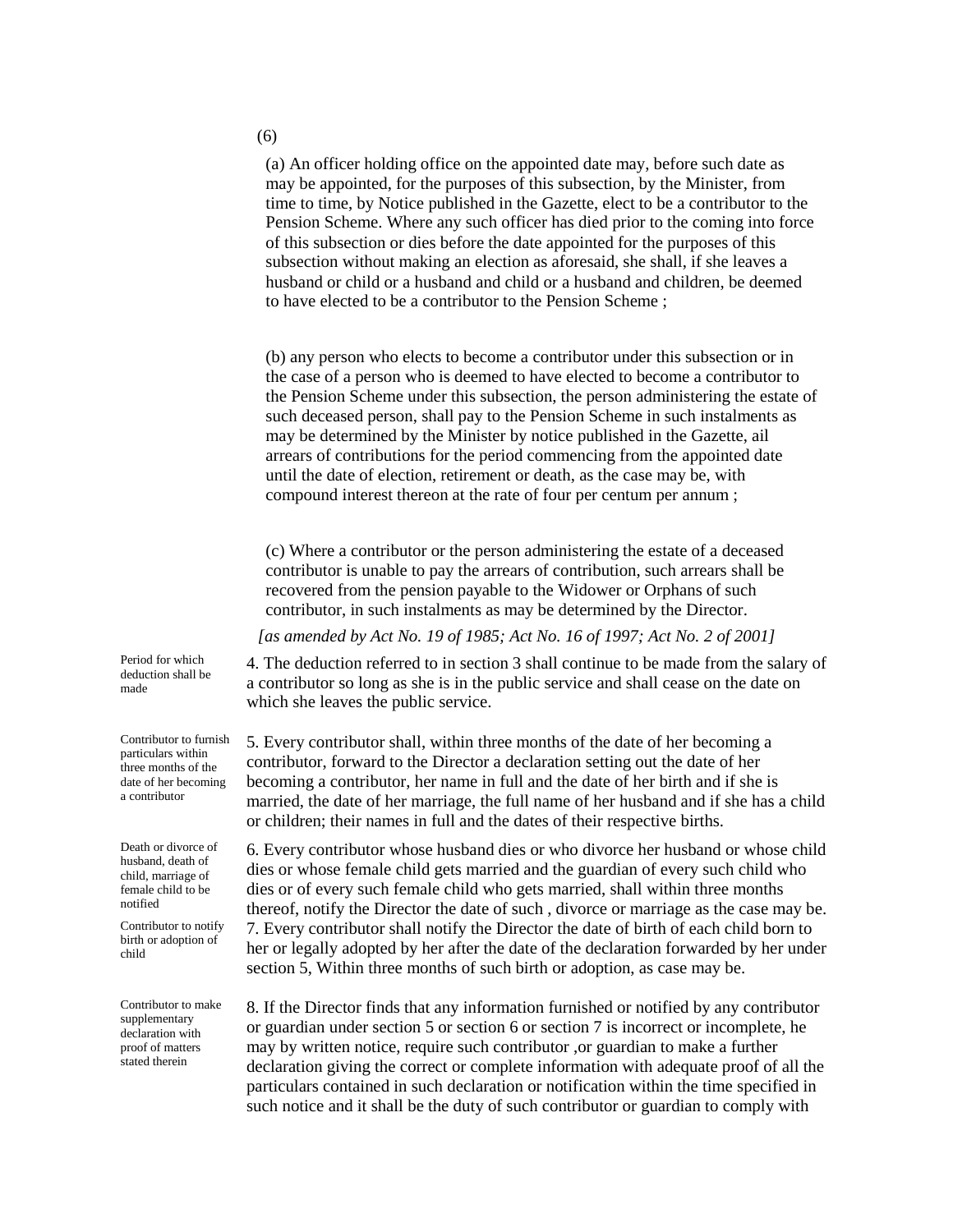(6)

(a) An officer holding office on the appointed date may, before such date as may be appointed, for the purposes of this subsection, by the Minister, from time to time, by Notice published in the Gazette, elect to be a contributor to the Pension Scheme. Where any such officer has died prior to the coming into force of this subsection or dies before the date appointed for the purposes of this subsection without making an election as aforesaid, she shall, if she leaves a husband or child or a husband and child or a husband and children, be deemed to have elected to be a contributor to the Pension Scheme ;

(b) any person who elects to become a contributor under this subsection or in the case of a person who is deemed to have elected to become a contributor to the Pension Scheme under this subsection, the person administering the estate of such deceased person, shall pay to the Pension Scheme in such instalments as may be determined by the Minister by notice published in the Gazette, ail arrears of contributions for the period commencing from the appointed date until the date of election, retirement or death, as the case may be, with compound interest thereon at the rate of four per centum per annum ;

(c) Where a contributor or the person administering the estate of a deceased contributor is unable to pay the arrears of contribution, such arrears shall be recovered from the pension payable to the Widower or Orphans of such contributor, in such instalments as may be determined by the Director.

*[as amended by Act No. 19 of 1985; Act No. 16 of 1997; Act No. 2 of 2001]*

*Period for which deduction shall be made*

4. The deduction referred to in section 3 shall continue to be made from the salary of a contributor so long as she is in the public service and shall cease on the date on which she leaves the public service.

*Contributor to furnish particulars within three months of the date of her becoming a contributor*

5. Every contributor shall, within three months of the date of her becoming a contributor, forward to the Director a declaration setting out the date of her becoming a contributor, her name in full and the date of her birth and if she is married, the date of her marriage, the full name of her husband and if she has a child or children; their names in full and the dates of their respective births.

*Death or divorce of husband, death of child, marriage of female child to be notified*

6. Every contributor whose husband dies or who divorce her husband or whose child dies or whose female child gets married and the guardian of every such child who dies or of every such female child who gets married, shall within three months thereof, notify the Director the date of such , divorce or marriage as the case may be.

*Contributor to notify birth or adoption of child*

7. Every contributor shall notify the Director the date of birth of each child born to her or legally adopted by her after the date of the declaration forwarded by her under section 5, Within three months of such birth or adoption, as case may be.

*Contributor to make supplementary declaration with proof of matters stated therein*

8. If the Director finds that any information furnished or notified by any contributor or guardian under section 5 or section 6 or section 7 is incorrect or incomplete, he may by written notice, require such contributor ,or guardian to make a further declaration giving the correct or complete information with adequate proof of all the particulars contained in such declaration or notification within the time specified in such notice and it shall be the duty of such contributor or guardian to comply with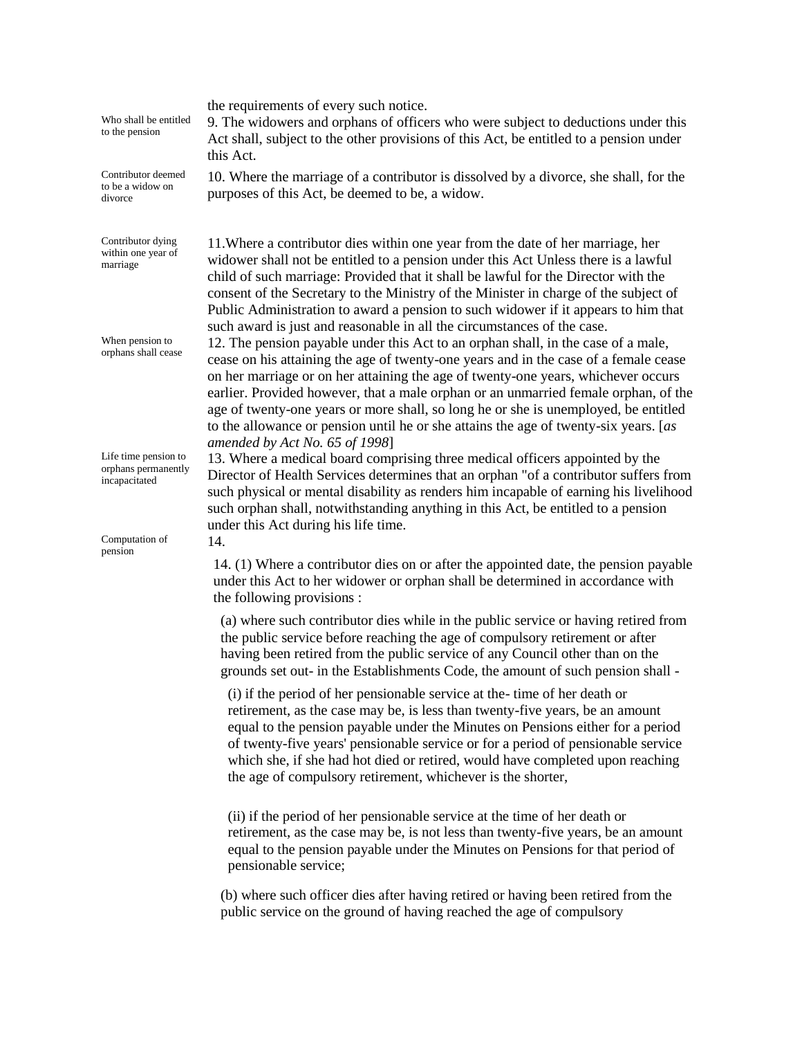the requirements of every such notice.

Who shall be entitled to the pension

9. The widowers and orphans of officers who were subject to deductions under this Act shall, subject to the other provisions of this Act, be entitled to a pension under this Act.

Contributor deemed to be a widow on divorce

10. Where the marriage of a contributor is dissolved by a divorce, she shall, for the purposes of this Act, be deemed to be, a widow.

Contributor dying within one year of marriage

11.Where a contributor dies within one year from the date of her marriage, her widower shall not be entitled to a pension under this Act Unless there is a lawful child of such marriage: Provided that it shall be lawful for the Director with the consent of the Secretary to the Ministry of the Minister in charge of the subject of Public Administration to award a pension to such widower if it appears to him that such award is just and reasonable in all the circumstances of the case.

When pension to orphans shall cease

12. The pension payable under this Act to an orphan shall, in the case of a male, cease on his attaining the age of twenty-one years and in the case of a female cease on her marriage or on her attaining the age of twenty-one years, whichever occurs earlier. Provided however, that a male orphan or an unmarried female orphan, of the age of twenty-one years or more shall, so long he or she is unemployed, be entitled to the allowance or pension until he or she attains the age of twenty-six years. [*as amended by Act No. 65 of 1998*]

Life time pension to orphans permanently incapacitated

13. Where a medical board comprising three medical officers appointed by the Director of Health Services determines that an orphan "of a contributor suffers from such physical or mental disability as renders him incapable of earning his livelihood such orphan shall, notwithstanding anything in this Act, be entitled to a pension under this Act during his life time.

Computation of pension

14.

14. (1) Where a contributor dies on or after the appointed date, the pension payable under this Act to her widower or orphan shall be determined in accordance with the following provisions :

(a) where such contributor dies while in the public service or having retired from the public service before reaching the age of compulsory retirement or after having been retired from the public service of any Council other than on the grounds set out- in the Establishments Code, the amount of such pension shall -

(i) if the period of her pensionable service at the- time of her death or retirement, as the case may be, is less than twenty-five years, be an amount equal to the pension payable under the Minutes on Pensions either for a period of twenty-five years' pensionable service or for a period of pensionable service which she, if she had hot died or retired, would have completed upon reaching the age of compulsory retirement, whichever is the shorter,

(ii) if the period of her pensionable service at the time of her death or retirement, as the case may be, is not less than twenty-five years, be an amount equal to the pension payable under the Minutes on Pensions for that period of pensionable service;

(b) where such officer dies after having retired or having been retired from the public service on the ground of having reached the age of compulsory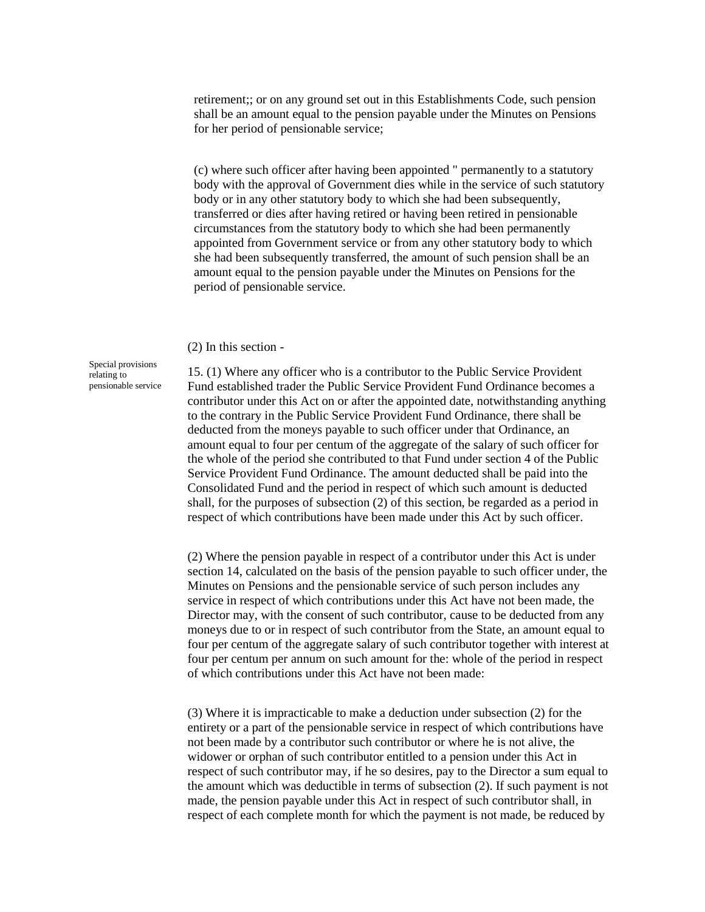retirement;; or on any ground set out in this Establishments Code, such pension shall be an amount equal to the pension payable under the Minutes on Pensions for her period of pensionable service;

(c) where such officer after having been appointed " permanently to a statutory body with the approval of Government dies while in the service of such statutory body or in any other statutory body to which she had been subsequently, transferred or dies after having retired or having been retired in pensionable circumstances from the statutory body to which she had been permanently appointed from Government service or from any other statutory body to which she had been subsequently transferred, the amount of such pension shall be an amount equal to the pension payable under the Minutes on Pensions for the period of pensionable service.

(2) In this section -

Special provisions relating to pensionable service

15. (1) Where any officer who is a contributor to the Public Service Provident Fund established trader the Public Service Provident Fund Ordinance becomes a contributor under this Act on or after the appointed date, notwithstanding anything to the contrary in the Public Service Provident Fund Ordinance, there shall be deducted from the moneys payable to such officer under that Ordinance, an amount equal to four per centum of the aggregate of the salary of such officer for the whole of the period she contributed to that Fund under section 4 of the Public Service Provident Fund Ordinance. The amount deducted shall be paid into the Consolidated Fund and the period in respect of which such amount is deducted shall, for the purposes of subsection (2) of this section, be regarded as a period in respect of which contributions have been made under this Act by such officer.

(2) Where the pension payable in respect of a contributor under this Act is under section 14, calculated on the basis of the pension payable to such officer under, the Minutes on Pensions and the pensionable service of such person includes any service in respect of which contributions under this Act have not been made, the Director may, with the consent of such contributor, cause to be deducted from any moneys due to or in respect of such contributor from the State, an amount equal to four per centum of the aggregate salary of such contributor together with interest at four per centum per annum on such amount for the: whole of the period in respect of which contributions under this Act have not been made:

(3) Where it is impracticable to make a deduction under subsection (2) for the entirety or a part of the pensionable service in respect of which contributions have not been made by a contributor such contributor or where he is not alive, the widower or orphan of such contributor entitled to a pension under this Act in respect of such contributor may, if he so desires, pay to the Director a sum equal to the amount which was deductible in terms of subsection (2). If such payment is not made, the pension payable under this Act in respect of such contributor shall, in respect of each complete month for which the payment is not made, be reduced by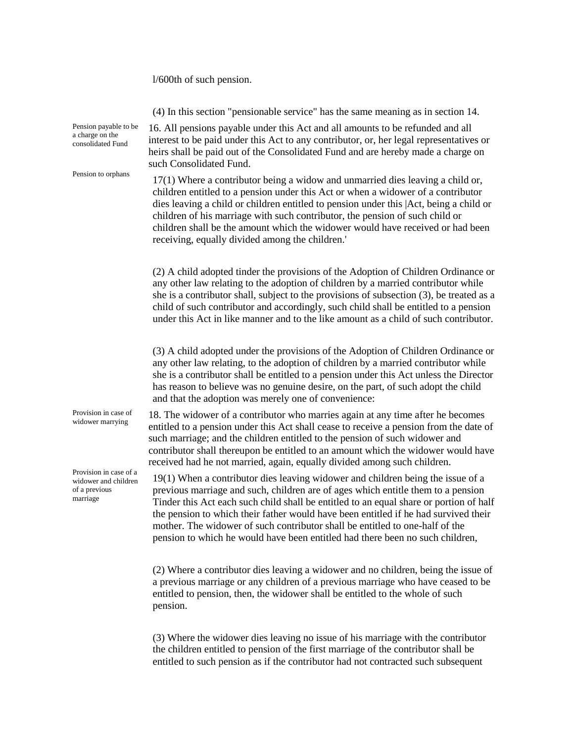l/600th of such pension.

(4) In this section "pensionable service" has the same meaning as in section 14.

Pension payable to be a charge on the consolidated Fund

16. All pensions payable under this Act and all amounts to be refunded and all interest to be paid under this Act to any contributor, or, her legal representatives or heirs shall be paid out of the Consolidated Fund and are hereby made a charge on such Consolidated Fund.

Pension to orphans

17(1) Where a contributor being a widow and unmarried dies leaving a child or, children entitled to a pension under this Act or when a widower of a contributor dies leaving a child or children entitled to pension under this |Act, being a child or children of his marriage with such contributor, the pension of such child or children shall be the amount which the widower would have received or had been receiving, equally divided among the children.'

(2) A child adopted tinder the provisions of the Adoption of Children Ordinance or any other law relating to the adoption of children by a married contributor while she is a contributor shall, subject to the provisions of subsection (3), be treated as a child of such contributor and accordingly, such child shall be entitled to a pension under this Act in like manner and to the like amount as a child of such contributor.

(3) A child adopted under the provisions of the Adoption of Children Ordinance or any other law relating, to the adoption of children by a married contributor while she is a contributor shall be entitled to a pension under this Act unless the Director has reason to believe was no genuine desire, on the part, of such adopt the child and that the adoption was merely one of convenience:

Provision in case of widower marrying

18. The widower of a contributor who marries again at any time after he becomes entitled to a pension under this Act shall cease to receive a pension from the date of such marriage; and the children entitled to the pension of such widower and contributor shall thereupon be entitled to an amount which the widower would have received had he not married, again, equally divided among such children.

Provision in case of a widower and children of a previous marriage

19(1) When a contributor dies leaving widower and children being the issue of a previous marriage and such, children are of ages which entitle them to a pension Tinder this Act each such child shall be entitled to an equal share or portion of half the pension to which their father would have been entitled if he had survived their mother. The widower of such contributor shall be entitled to one-half of the pension to which he would have been entitled had there been no such children,

(2) Where a contributor dies leaving a widower and no children, being the issue of a previous marriage or any children of a previous marriage who have ceased to be entitled to pension, then, the widower shall be entitled to the whole of such pension.

(3) Where the widower dies leaving no issue of his marriage with the contributor the children entitled to pension of the first marriage of the contributor shall be entitled to such pension as if the contributor had not contracted such subsequent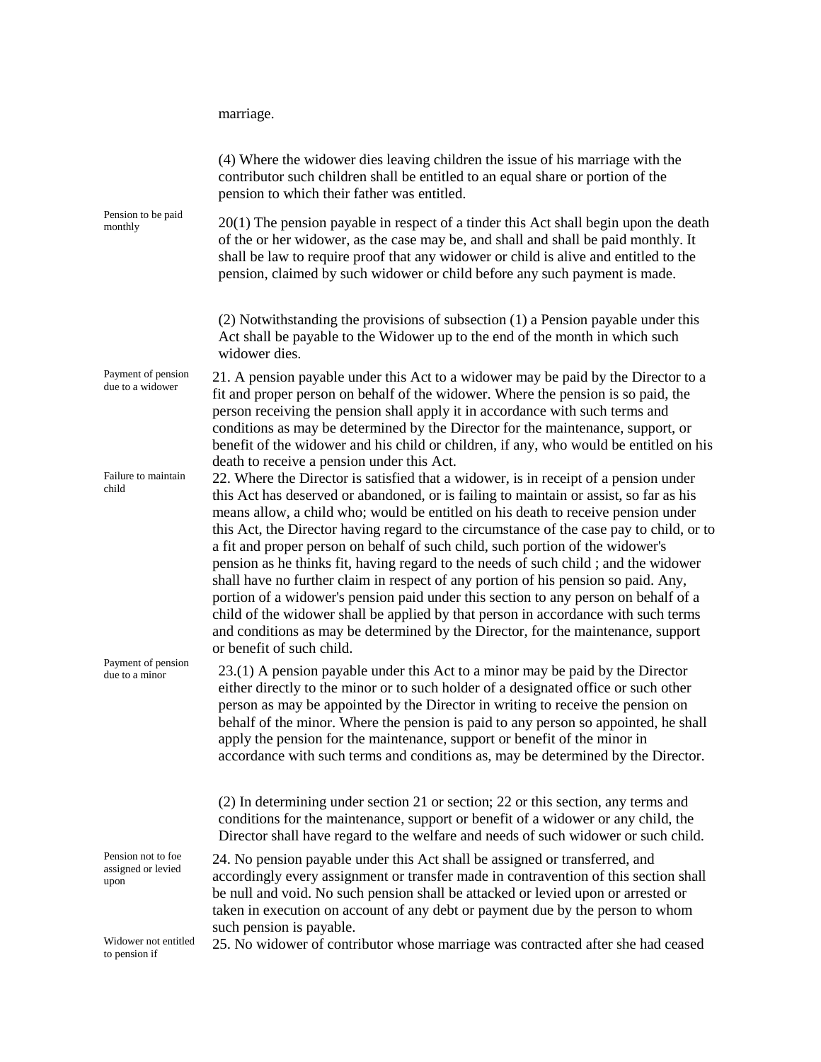marriage.

(4) Where the widower dies leaving children the issue of his marriage with the contributor such children shall be entitled to an equal share or portion of the pension to which their father was entitled.

*Pension to be paid monthly*

20(1) The pension payable in respect of a tinder this Act shall begin upon the death of the or her widower, as the case may be, and shall and shall be paid monthly. It shall be law to require proof that any widower or child is alive and entitled to the pension, claimed by such widower or child before any such payment is made.

(2) Notwithstanding the provisions of subsection (1) a Pension payable under this Act shall be payable to the Widower up to the end of the month in which such widower dies.

*Payment of pension due to a widower*

21. A pension payable under this Act to a widower may be paid by the Director to a fit and proper person on behalf of the widower. Where the pension is so paid, the person receiving the pension shall apply it in accordance with such terms and conditions as may be determined by the Director for the maintenance, support, or benefit of the widower and his child or children, if any, who would be entitled on his death to receive a pension under this Act.

*Failure to maintain child*

22. Where the Director is satisfied that a widower, is in receipt of a pension under this Act has deserved or abandoned, or is failing to maintain or assist, so far as his means allow, a child who; would be entitled on his death to receive pension under this Act, the Director having regard to the circumstance of the case pay to child, or to a fit and proper person on behalf of such child, such portion of the widower's pension as he thinks fit, having regard to the needs of such child ; and the widower shall have no further claim in respect of any portion of his pension so paid. Any, portion of a widower's pension paid under this section to any person on behalf of a child of the widower shall be applied by that person in accordance with such terms and conditions as may be determined by the Director, for the maintenance, support or benefit of such child.

*Payment of pension due to a minor*

23.(1) A pension payable under this Act to a minor may be paid by the Director either directly to the minor or to such holder of a designated office or such other person as may be appointed by the Director in writing to receive the pension on behalf of the minor. Where the pension is paid to any person so appointed, he shall apply the pension for the maintenance, support or benefit of the minor in accordance with such terms and conditions as, may be determined by the Director.

(2) In determining under section 21 or section; 22 or this section, any terms and conditions for the maintenance, support or benefit of a widower or any child, the Director shall have regard to the welfare and needs of such widower or such child.

*Pension not to foe assigned or levied upon*

24. No pension payable under this Act shall be assigned or transferred, and accordingly every assignment or transfer made in contravention of this section shall be null and void. No such pension shall be attacked or levied upon or arrested or taken in execution on account of any debt or payment due by the person to whom such pension is payable.

*Widower not entitled to pension if*

25. No widower of contributor whose marriage was contracted after she had ceased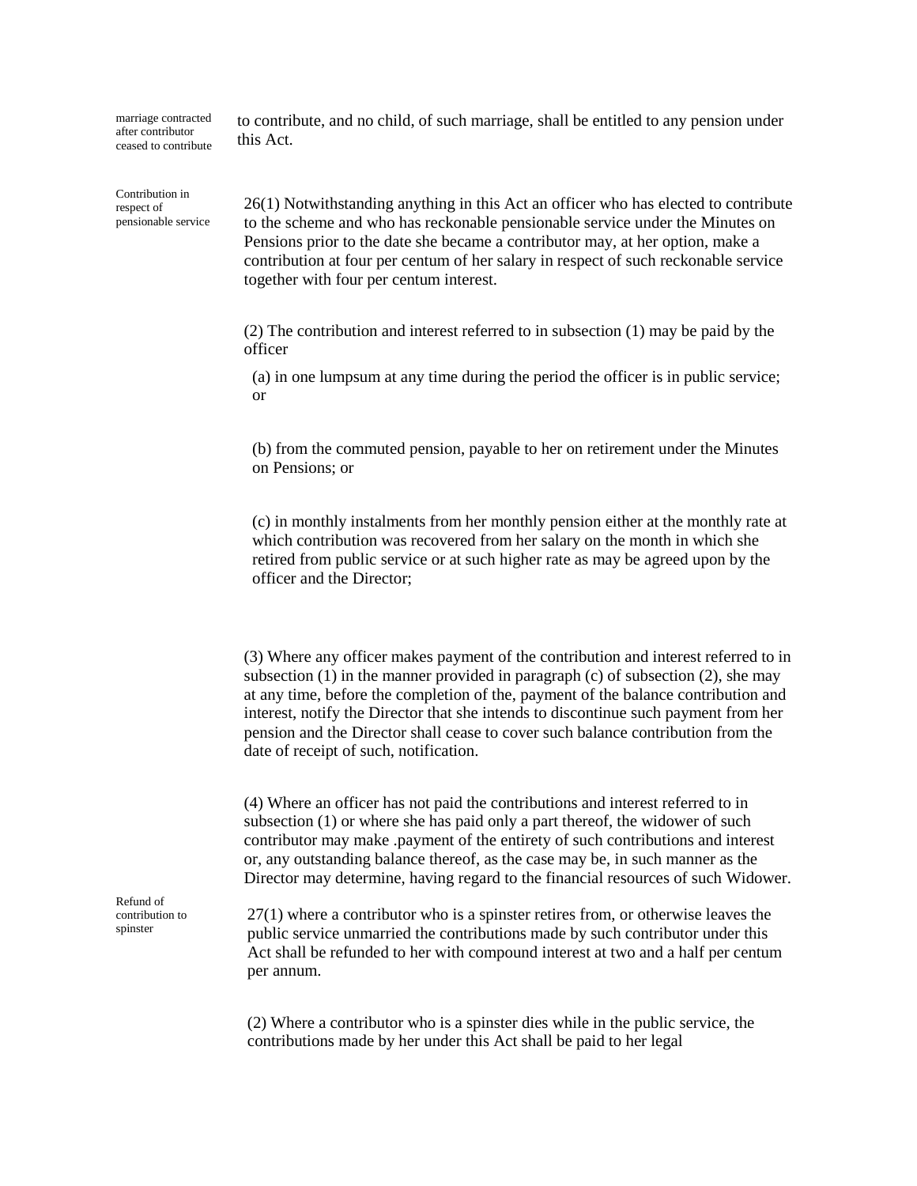*marriage contracted after contributor ceased to contribute*

to contribute, and no child, of such marriage, shall be entitled to any pension under this Act.

*Contribution in respect of pensionable service*

26(1) Notwithstanding anything in this Act an officer who has elected to contribute to the scheme and who has reckonable pensionable service under the Minutes on Pensions prior to the date she became a contributor may, at her option, make a contribution at four per centum of her salary in respect of such reckonable service together with four per centum interest.

(2) The contribution and interest referred to in subsection (1) may be paid by the officer

(a) in one lumpsum at any time during the period the officer is in public service; or

(b) from the commuted pension, payable to her on retirement under the Minutes on Pensions; or

(c) in monthly instalments from her monthly pension either at the monthly rate at which contribution was recovered from her salary on the month in which she retired from public service or at such higher rate as may be agreed upon by the officer and the Director;

(3) Where any officer makes payment of the contribution and interest referred to in subsection (1) in the manner provided in paragraph (c) of subsection (2), she may at any time, before the completion of the, payment of the balance contribution and interest, notify the Director that she intends to discontinue such payment from her pension and the Director shall cease to cover such balance contribution from the date of receipt of such, notification.

(4) Where an officer has not paid the contributions and interest referred to in subsection (1) or where she has paid only a part thereof, the widower of such contributor may make .payment of the entirety of such contributions and interest or, any outstanding balance thereof, as the case may be, in such manner as the Director may determine, having regard to the financial resources of such Widower.

*Refund of contribution to spinster*

27(1) where a contributor who is a spinster retires from, or otherwise leaves the public service unmarried the contributions made by such contributor under this Act shall be refunded to her with compound interest at two and a half per centum per annum.

(2) Where a contributor who is a spinster dies while in the public service, the contributions made by her under this Act shall be paid to her legal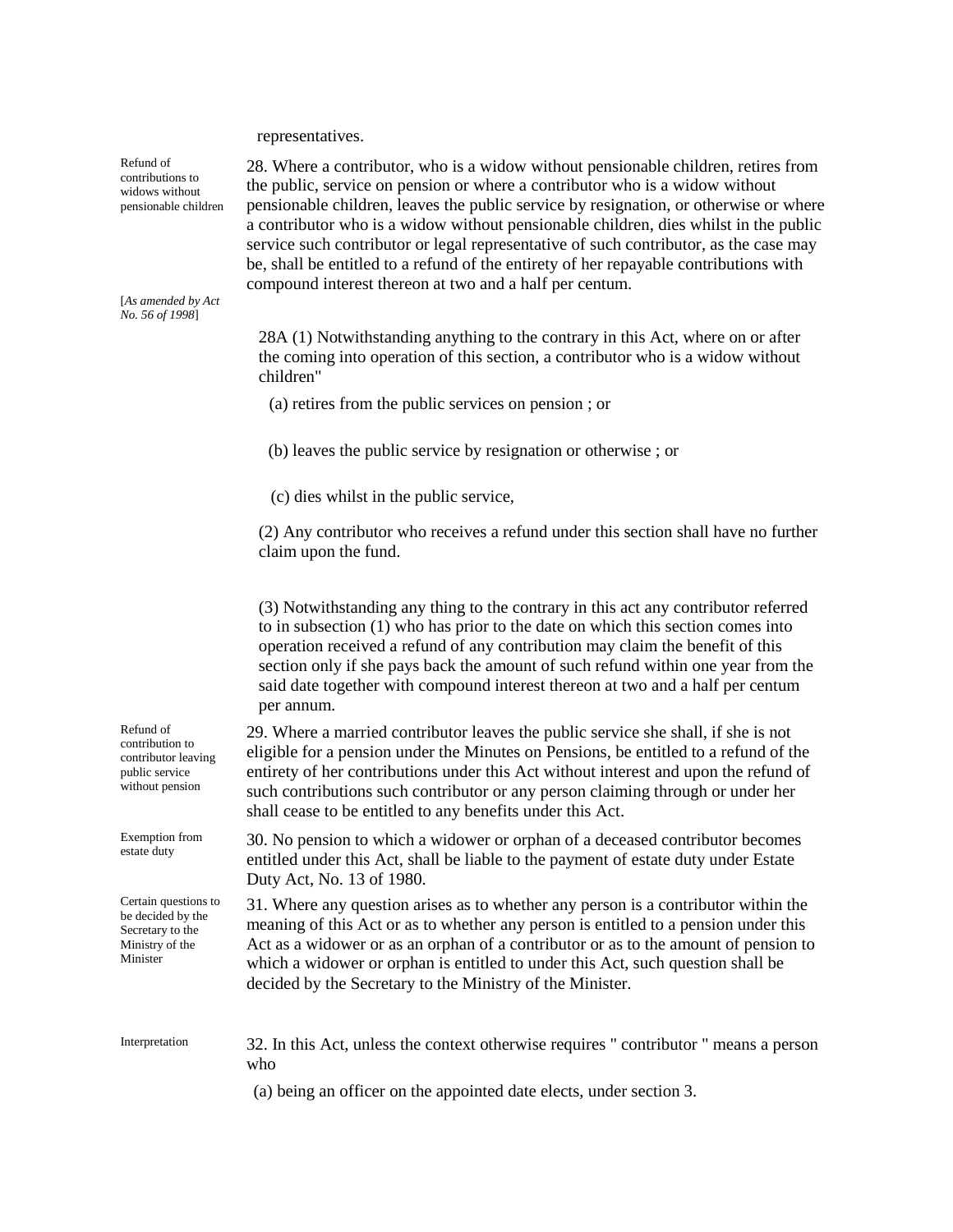representatives.

Refund of contributions to widows without pensionable children

28. Where a contributor, who is a widow without pensionable children, retires from the public, service on pension or where a contributor who is a widow without pensionable children, leaves the public service by resignation, or otherwise or where a contributor who is a widow without pensionable children, dies whilst in the public service such contributor or legal representative of such contributor, as the case may be, shall be entitled to a refund of the entirety of her repayable contributions with compound interest thereon at two and a half per centum.

[*As amended by Act No. 56 of 1998*]

28A (1) Notwithstanding anything to the contrary in this Act, where on or after the coming into operation of this section, a contributor who is a widow without children"

(a) retires from the public services on pension ; or

(b) leaves the public service by resignation or otherwise ; or

(c) dies whilst in the public service,

(2) Any contributor who receives a refund under this section shall have no further claim upon the fund.

(3) Notwithstanding any thing to the contrary in this act any contributor referred to in subsection (1) who has prior to the date on which this section comes into operation received a refund of any contribution may claim the benefit of this section only if she pays back the amount of such refund within one year from the said date together with compound interest thereon at two and a half per centum per annum.

Refund of contribution to contributor leaving public service without pension

29. Where a married contributor leaves the public service she shall, if she is not eligible for a pension under the Minutes on Pensions, be entitled to a refund of the entirety of her contributions under this Act without interest and upon the refund of such contributions such contributor or any person claiming through or under her shall cease to be entitled to any benefits under this Act.

Exemption from estate duty

30. No pension to which a widower or orphan of a deceased contributor becomes entitled under this Act, shall be liable to the payment of estate duty under Estate Duty Act, No. 13 of 1980.

Certain questions to be decided by the Secretary to the Ministry of the Minister

31. Where any question arises as to whether any person is a contributor within the meaning of this Act or as to whether any person is entitled to a pension under this Act as a widower or as an orphan of a contributor or as to the amount of pension to which a widower or orphan is entitled to under this Act, such question shall be decided by the Secretary to the Ministry of the Minister.

Interpretation

32. In this Act, unless the context otherwise requires " contributor " means a person who

(a) being an officer on the appointed date elects, under section 3.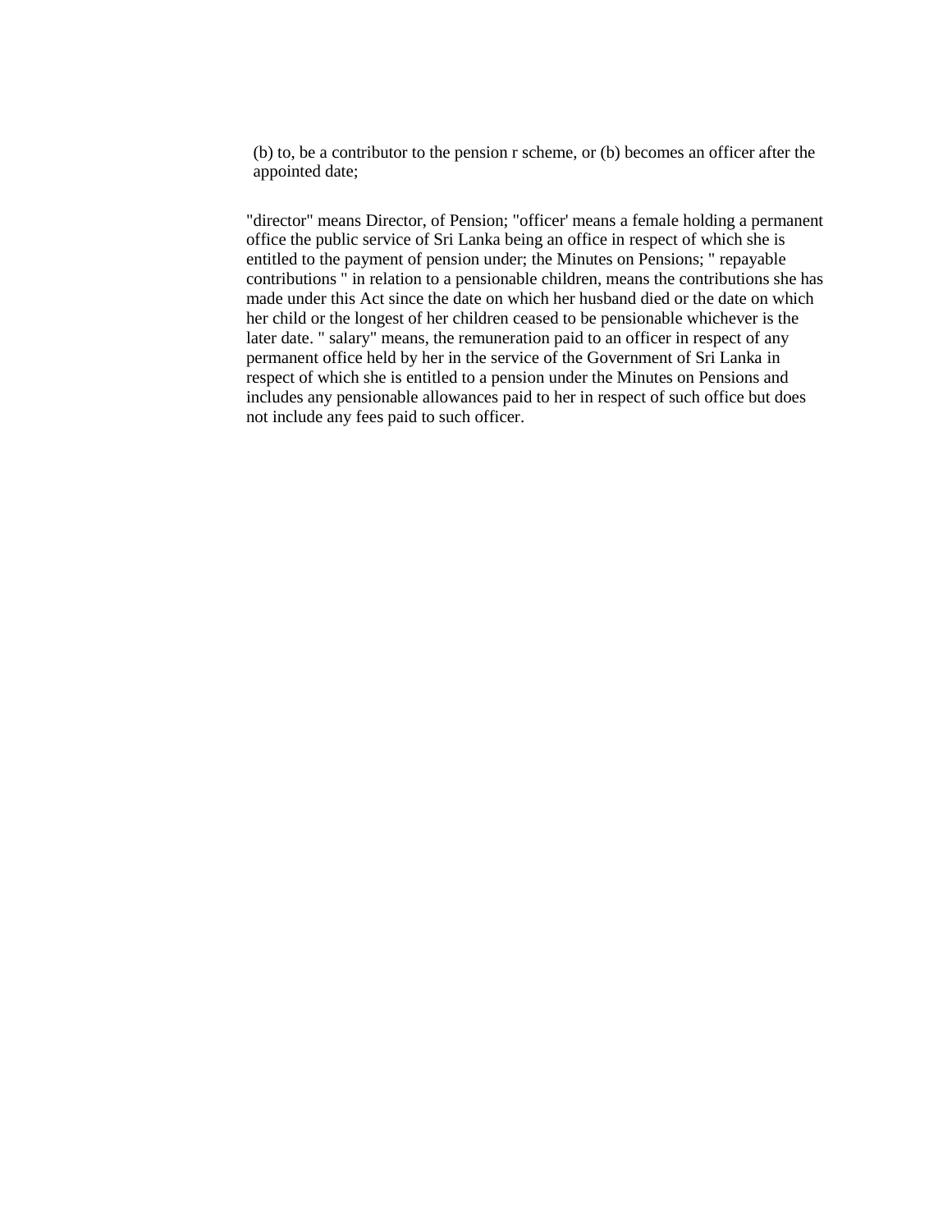(b) to, be a contributor to the pension r scheme, or (b) becomes an officer after the appointed date;

"director" means Director, of Pension; "officer' means a female holding a permanent office the public service of Sri Lanka being an office in respect of which she is entitled to the payment of pension under; the Minutes on Pensions; " repayable contributions " in relation to a pensionable children, means the contributions she has made under this Act since the date on which her husband died or the date on which her child or the longest of her children ceased to be pensionable whichever is the later date. " salary" means, the remuneration paid to an officer in respect of any permanent office held by her in the service of the Government of Sri Lanka in respect of which she is entitled to a pension under the Minutes on Pensions and includes any pensionable allowances paid to her in respect of such office but does not include any fees paid to such officer.